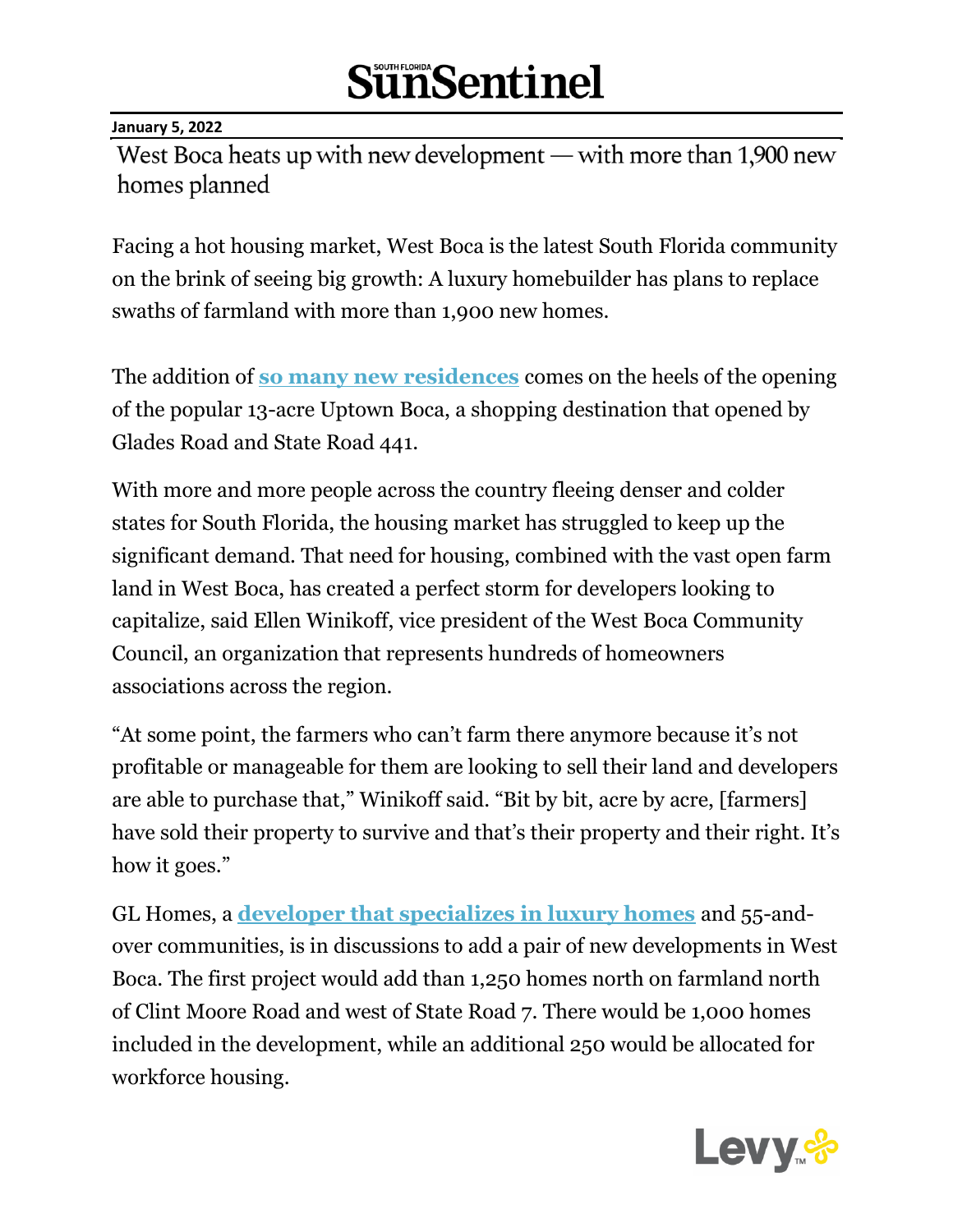# Sun Sentinel

**January 5, 2022**

## West Boca heats up with new development — with more than 1,900 new homes planned

Facing a hot housing market, West Boca is the latest South Florida community on the brink of seeing big growth: A luxury homebuilder has plans to replace swaths of farmland with more than 1,900 new homes.

The addition of **so many new residences** comes on the heels of the opening of the popular 13-acre Uptown Boca, a shopping destination that opened by Glades Road and State Road 441.

With more and more people across the country fleeing denser and colder states for South Florida, the housing market has struggled to keep up the significant demand. That need for housing, combined with the vast open farm land in West Boca, has created a perfect storm for developers looking to capitalize, said Ellen Winikoff, vice president of the West Boca Community Council, an organization that represents hundreds of homeowners associations across the region.

"At some point, the farmers who can't farm there anymore because it's not profitable or manageable for them are looking to sell their land and developers are able to purchase that," Winikoff said. "Bit by bit, acre by acre, [farmers] have sold their property to survive and that's their property and their right. It's how it goes."

GL Homes, a **developer that specializes in luxury homes** and 55-and-over communities, is in discussions to add a pair of new developments in West Boca. The first project would add than 1,250 homes north on farmland north of Clint Moore Road and west of State Road 7. There would be 1,000 homes included in the development, while an additional 250 would be allocated for workforce housing.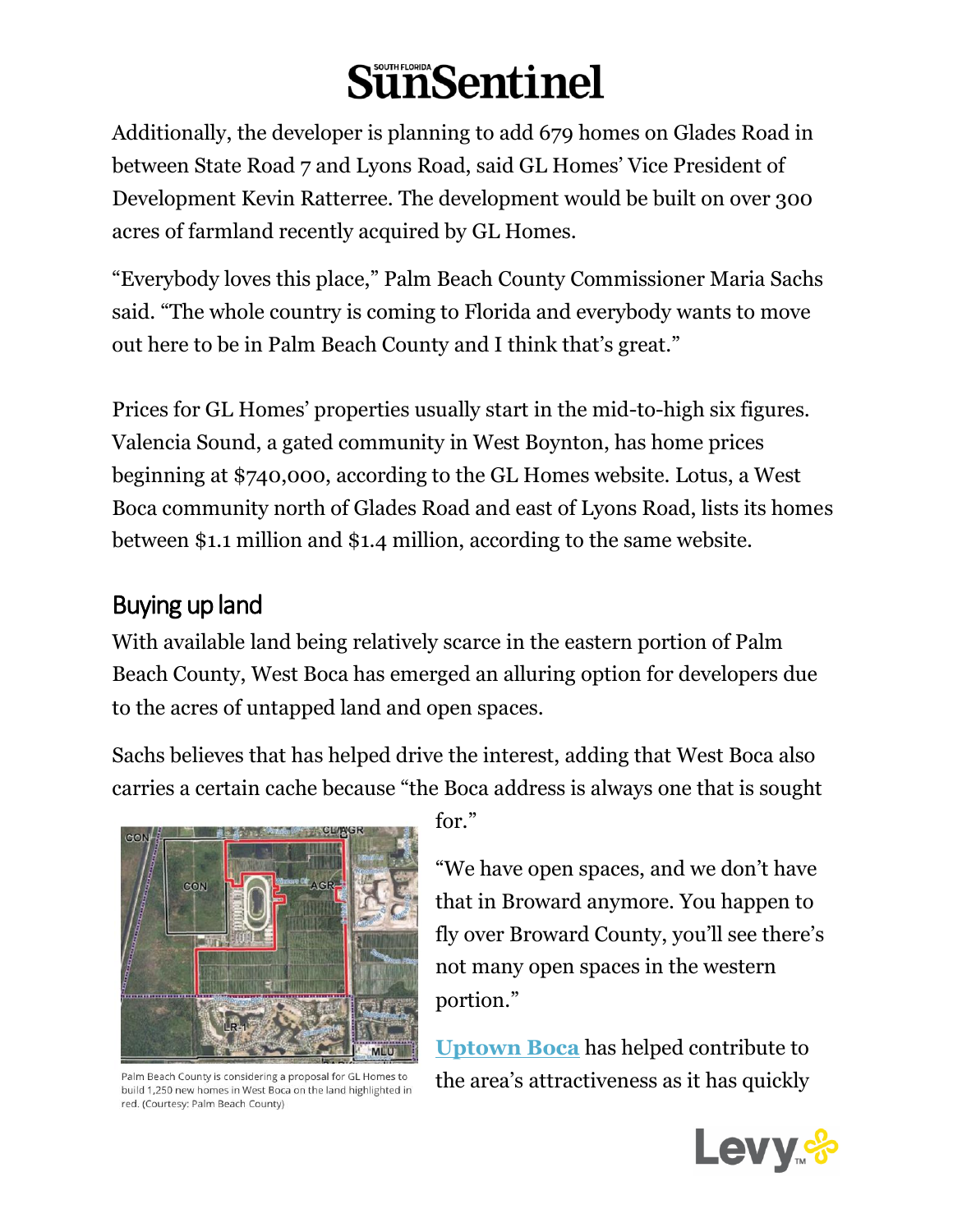Additionally, the developer is planning to add 679 homes on Glades Road in between State Road 7 and Lyons Road, said GL Homes' Vice President of Development Kevin Ratterree. The development would be built on over 300 acres of farmland recently acquired by GL Homes.

"Everybody loves this place," Palm Beach County Commissioner Maria Sachs said. "The whole country is coming to Florida and everybody wants to move out here to be in Palm Beach County and I think that's great."

Prices for GL Homes' properties usually start in the mid-to-high six figures. Valencia Sound, a gated community in West Boynton, has home prices beginning at $740,000, according to the GL Homes website. Lotus, a West Boca community north of Glades Road and east of Lyons Road, lists its homes between $1.1 million and $1.4 million, according to the same website.

## Buying up land

With available land being relatively scarce in the eastern portion of Palm Beach County, West Boca has emerged an alluring option for developers due to the acres of untapped land and open spaces.

Sachs believes that has helped drive the interest, adding that West Boca also carries a certain cache because "the Boca address is always one that is sought for."

Palm Beach County is considering a proposal for GL Homes to build 1,250 new homes in West Boca on the land highlighted in red. (Courtesy: Palm Beach County)

"We have open spaces, and we don't have that in Broward anymore. You happen to fly over Broward County, you'll see there's not many open spaces in the western portion."

**Uptown Boca** has helped contribute to the area's attractiveness as it has quickly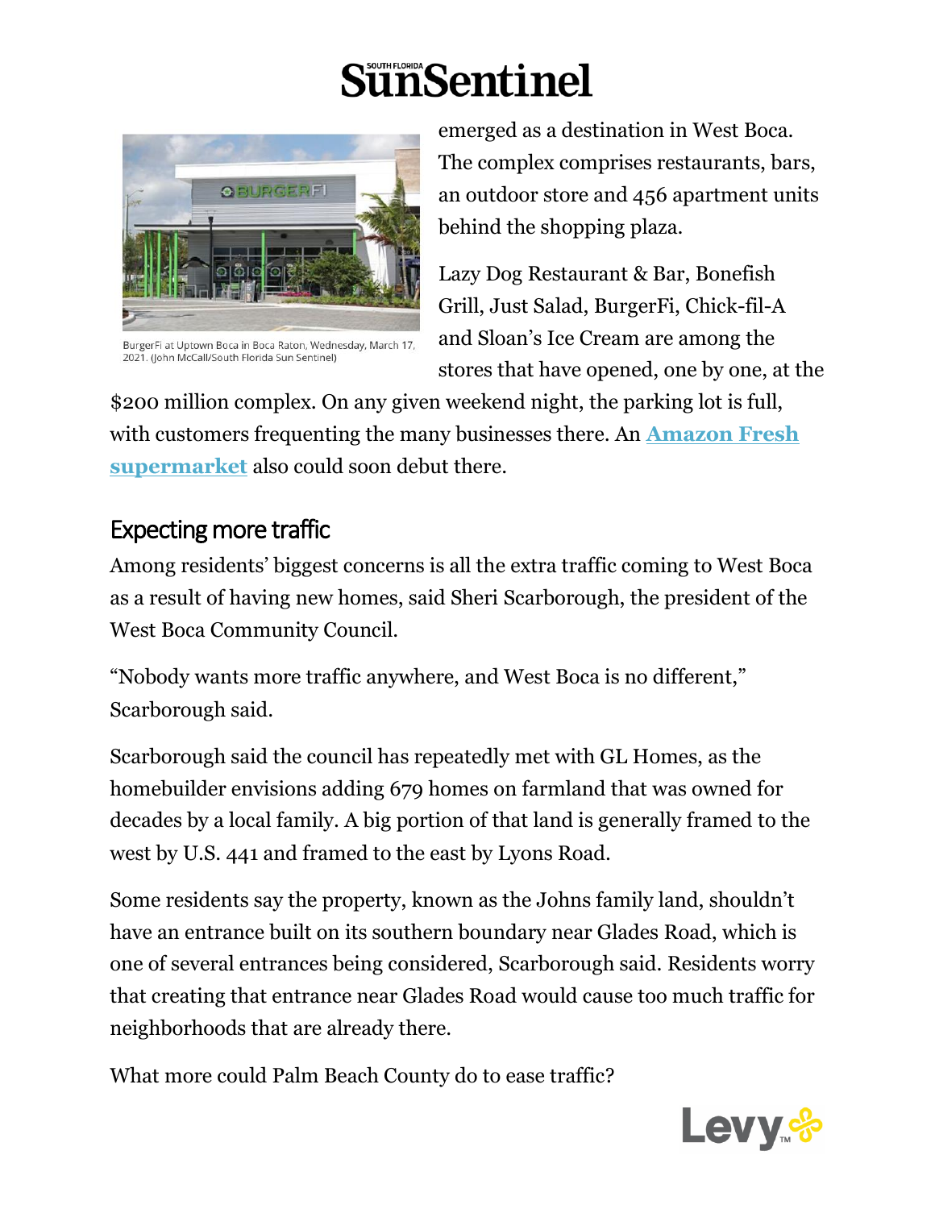BurgerFi at Uptown Boca in Boca Raton, Wednesday, March 17, 2021. (John McCall/South Florida Sun Sentinel)

emerged as a destination in West Boca. The complex comprises restaurants, bars, an outdoor store and 456 apartment units behind the shopping plaza.

Lazy Dog Restaurant & Bar, Bonefish Grill, Just Salad, BurgerFi, Chick-fil-A and Sloan's Ice Cream are among the stores that have opened, one by one, at the $200 million complex. On any given weekend night, the parking lot is full, with customers frequenting the many businesses there. An **Amazon Fresh supermarket** also could soon debut there.

## Expecting more traffic

Among residents' biggest concerns is all the extra traffic coming to West Boca as a result of having new homes, said Sheri Scarborough, the president of the West Boca Community Council.

"Nobody wants more traffic anywhere, and West Boca is no different," Scarborough said.

Scarborough said the council has repeatedly met with GL Homes, as the homebuilder envisions adding 679 homes on farmland that was owned for decades by a local family. A big portion of that land is generally framed to the west by U.S. 441 and framed to the east by Lyons Road.

Some residents say the property, known as the Johns family land, shouldn't have an entrance built on its southern boundary near Glades Road, which is one of several entrances being considered, Scarborough said. Residents worry that creating that entrance near Glades Road would cause too much traffic for neighborhoods that are already there.

What more could Palm Beach County do to ease traffic?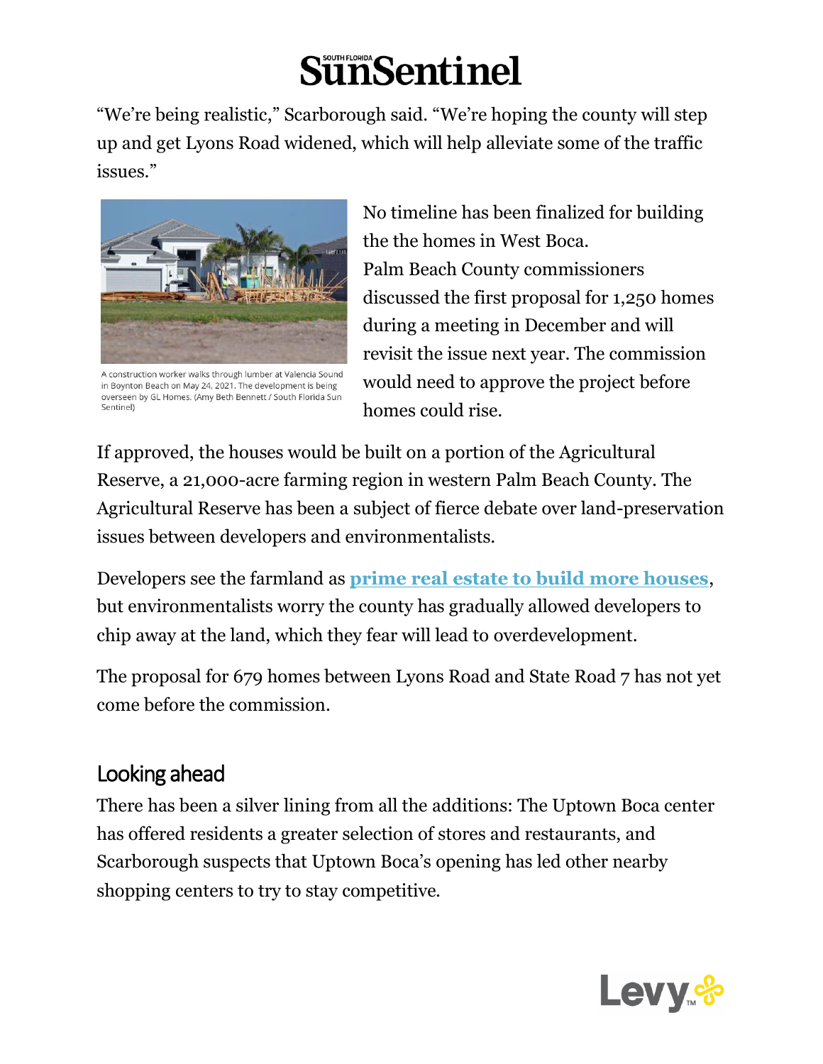"We're being realistic," Scarborough said. "We're hoping the county will step up and get Lyons Road widened, which will help alleviate some of the traffic issues."

A construction worker walks through lumber at Valencia Sound in Boynton Beach on May 24, 2021. The development is being overseen by GL Homes. (Amy Beth Bennett / South Florida Sun Sentinel)

No timeline has been finalized for building the the homes in West Boca.

Palm Beach County commissioners discussed the first proposal for 1,250 homes during a meeting in December and will revisit the issue next year. The commission would need to approve the project before homes could rise.

If approved, the houses would be built on a portion of the Agricultural Reserve, a 21,000-acre farming region in western Palm Beach County. The Agricultural Reserve has been a subject of fierce debate over land-preservation issues between developers and environmentalists.

Developers see the farmland as **prime real estate to build more houses**, but environmentalists worry the county has gradually allowed developers to chip away at the land, which they fear will lead to overdevelopment.

The proposal for 679 homes between Lyons Road and State Road 7 has not yet come before the commission.

## Looking ahead

There has been a silver lining from all the additions: The Uptown Boca center has offered residents a greater selection of stores and restaurants, and Scarborough suspects that Uptown Boca's opening has led other nearby shopping centers to try to stay competitive.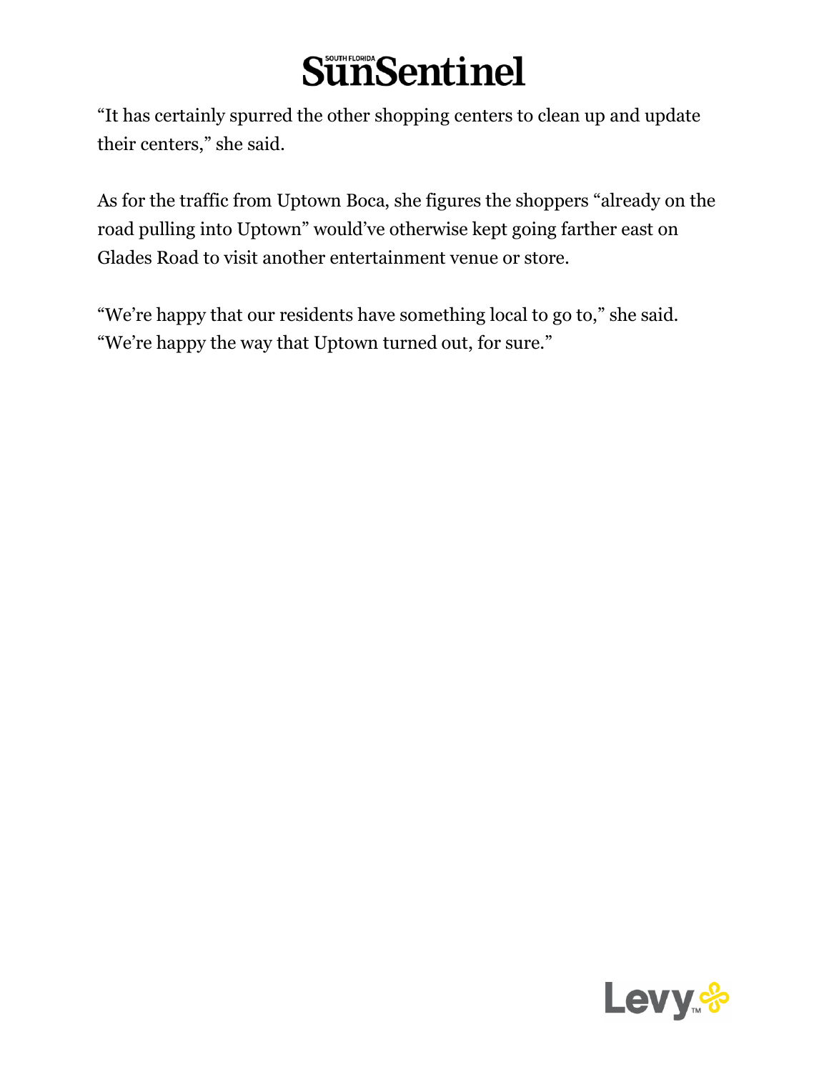"It has certainly spurred the other shopping centers to clean up and update their centers," she said.

As for the traffic from Uptown Boca, she figures the shoppers "already on the road pulling into Uptown" would've otherwise kept going farther east on Glades Road to visit another entertainment venue or store.

"We're happy that our residents have something local to go to," she said. "We're happy the way that Uptown turned out, for sure."